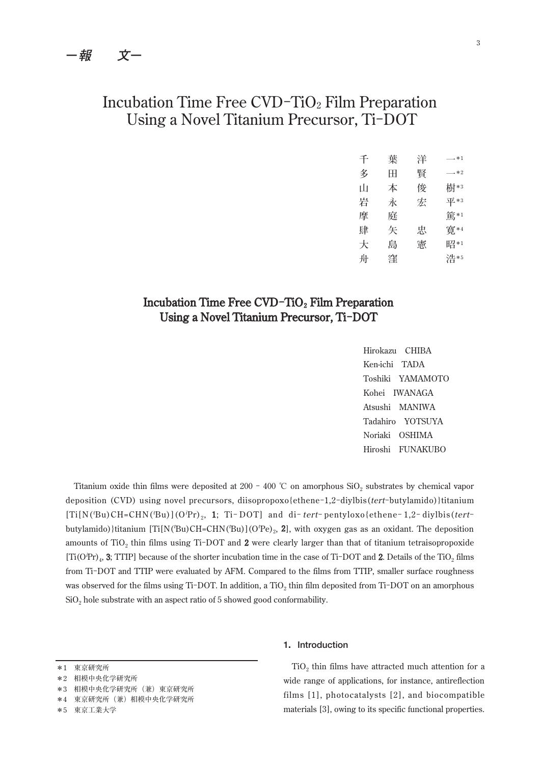ー報　　文ー

# Incubation Time Free CVD-$TiO_2$ Film Preparation Using a Novel Titanium Precursor, Ti-DOT

千　葉　洋　一[*1]
多　田　賢　一[*2]
山　本　俊　樹[*3]
岩　永　宏　平[*3]
摩　庭　　　篤[*1]
肆　矢　忠　寛[*4]
大　島　憲　昭[*1]
舟　窪　　　浩[*5]

## Incubation Time Free CVD-$TiO_2$ Film Preparation Using a Novel Titanium Precursor, Ti-DOT

Hirokazu　CHIBA
Ken-ichi　TADA
Toshiki　YAMAMOTO
Kohei　IWANAGA
Atsushi　MANIWA
Tadahiro　YOTSUYA
Noriaki　OSHIMA
Hiroshi　FUNAKUBO

Titanium oxide thin films were deposited at 200 – 400 ℃ on amorphous $SiO_2$ substrates by chemical vapor deposition (CVD) using novel precursors, diisopropoxo{ethene-1,2-diylbis(*tert*-butylamido)}titanium [$Ti[N(^tBu)CH{=}CHN(^tBu)](O^iPr)_2$, **1**; Ti-DOT] and di-*tert*-pentyloxo{ethene-1,2-diylbis(*tert*-butylamido)}titanium [$Ti[N(^tBu)CH{=}CHN(^tBu)](O^tPe)_2$, **2**], with oxygen gas as an oxidant. The deposition amounts of $TiO_2$ thin films using Ti-DOT and **2** were clearly larger than that of titanium tetraisopropoxide [$Ti(O^iPr)_4$, **3**; TTIP] because of the shorter incubation time in the case of Ti-DOT and **2**. Details of the $TiO_2$ films from Ti-DOT and TTIP were evaluated by AFM. Compared to the films from TTIP, smaller surface roughness was observed for the films using Ti-DOT. In addition, a $TiO_2$ thin film deposited from Ti-DOT on an amorphous $SiO_2$ hole substrate with an aspect ratio of 5 showed good conformability.

*1　東京研究所
*2　相模中央化学研究所
*3　相模中央化学研究所（兼）東京研究所
*4　東京研究所（兼）相模中央化学研究所
*5　東京工業大学

### 1. Introduction

$TiO_2$ thin films have attracted much attention for a wide range of applications, for instance, antireflection films [1], photocatalysts [2], and biocompatible materials [3], owing to its specific functional properties.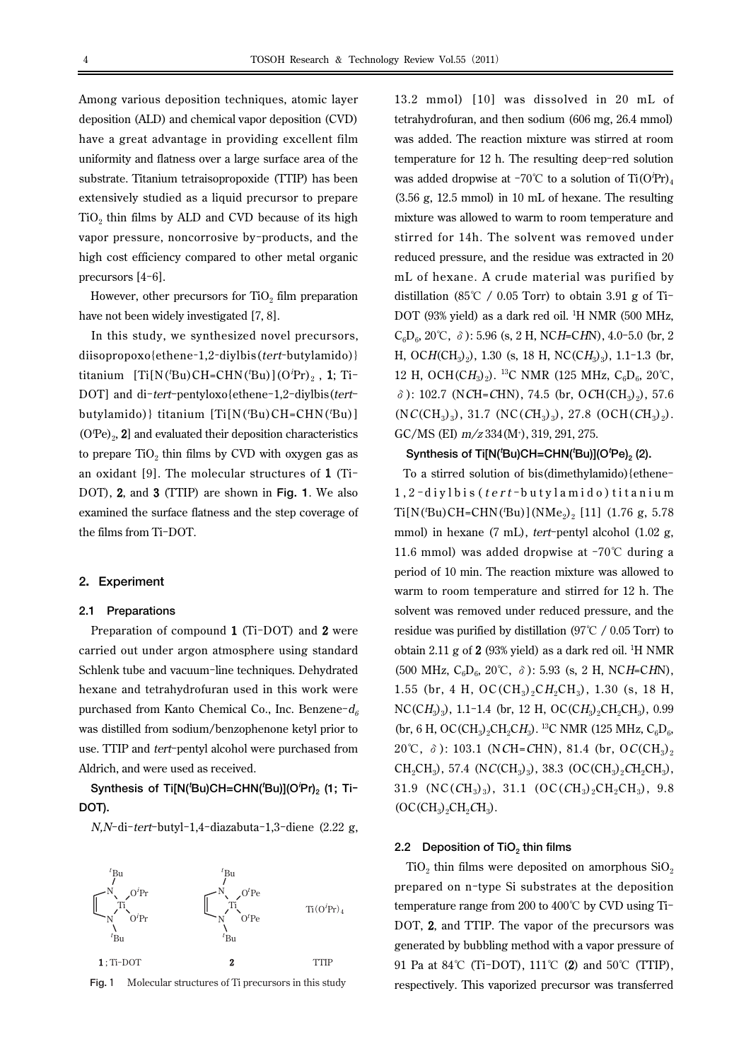Among various deposition techniques, atomic layer deposition (ALD) and chemical vapor deposition (CVD) have a great advantage in providing excellent film uniformity and flatness over a large surface area of the substrate. Titanium tetraisopropoxide (TTIP) has been extensively studied as a liquid precursor to prepare $TiO_2$ thin films by ALD and CVD because of its high vapor pressure, noncorrosive by-products, and the high cost efficiency compared to other metal organic precursors [4-6].

However, other precursors for $TiO_2$ film preparation have not been widely investigated [7, 8].

In this study, we synthesized novel precursors, diisopropoxo{ethene-1,2-diylbis(*tert*-butylamido)} titanium $[Ti[N(^tBu)CH{=}CHN(^tBu)](O^iPr)_2$, **1**; Ti-DOT] and di-*tert*-pentyloxo{ethene-1,2-diylbis(*tert*-butylamido)} titanium $[Ti[N(^tBu)CH{=}CHN(^tBu)](O^tPe)_2$, **2**] and evaluated their deposition characteristics to prepare $TiO_2$ thin films by CVD with oxygen gas as an oxidant [9]. The molecular structures of **1** (Ti-DOT), **2**, and **3** (TTIP) are shown in **Fig. 1**. We also examined the surface flatness and the step coverage of the films from Ti-DOT.

## 2. Experiment

### 2.1 Preparations

Preparation of compound **1** (Ti-DOT) and **2** were carried out under argon atmosphere using standard Schlenk tube and vacuum-line techniques. Dehydrated hexane and tetrahydrofuran used in this work were purchased from Kanto Chemical Co., Inc. Benzene-$d_6$ was distilled from sodium/benzophenone ketyl prior to use. TTIP and *tert*-pentyl alcohol were purchased from Aldrich, and were used as received.

**Synthesis of $Ti[N(^tBu)CH{=}CHN(^tBu)](O^iPr)_2$ (1; Ti-DOT).**

*N,N*-di-*tert*-butyl-1,4-diazabuta-1,3-diene (2.22 g, 13.2 mmol) [10] was dissolved in 20 mL of tetrahydrofuran, and then sodium (606 mg, 26.4 mmol) was added. The reaction mixture was stirred at room temperature for 12 h. The resulting deep-red solution was added dropwise at -70℃ to a solution of $Ti(O^iPr)_4$ (3.56 g, 12.5 mmol) in 10 mL of hexane. The resulting mixture was allowed to warm to room temperature and stirred for 14h. The solvent was removed under reduced pressure, and the residue was extracted in 20 mL of hexane. A crude material was purified by distillation (85℃ / 0.05 Torr) to obtain 3.91 g of Ti-DOT (93% yield) as a dark red oil. $^1$H NMR (500 MHz, $C_6D_6$, 20℃, $\delta$): 5.96 (s, 2 H, NC*H*=C*H*N), 4.0-5.0 (br, 2 H, OC*H*$(CH_3)_2$), 1.30 (s, 18 H, NC$(CH_3)_3$), 1.1-1.3 (br, 12 H, OCH$(CH_3)_2$). $^{13}$C NMR (125 MHz, $C_6D_6$, 20℃, $\delta$): 102.7 (N*C*H=*C*HN), 74.5 (br, O*C*H$(CH_3)_2$), 57.6 (N*C*$(CH_3)_3$), 31.7 (NC$(CH_3)_3$), 27.8 (OCH$(CH_3)_2$). GC/MS (EI) *m/z* 334($M^+$), 319, 291, 275.

**Synthesis of $Ti[N(^tBu)CH{=}CHN(^tBu)](O^tPe)_2$ (2).**

To a stirred solution of bis(dimethylamido){ethene-1,2-diylbis(*tert*-butylamido)titanium $Ti[N(^tBu)CH{=}CHN(^tBu)](NMe_2)_2$ [11] (1.76 g, 5.78 mmol) in hexane (7 mL), *tert*-pentyl alcohol (1.02 g, 11.6 mmol) was added dropwise at -70℃ during a period of 10 min. The reaction mixture was allowed to warm to room temperature and stirred for 12 h. The solvent was removed under reduced pressure, and the residue was purified by distillation (97℃ / 0.05 Torr) to obtain 2.11 g of **2** (93% yield) as a dark red oil. $^1$H NMR (500 MHz, $C_6D_6$, 20℃, $\delta$): 5.93 (s, 2 H, NC*H*=C*H*N), 1.55 (br, 4 H, OC$(CH_3)_2$C*H*$_2$CH$_3$), 1.30 (s, 18 H, NC$(CH_3)_3$), 1.1-1.4 (br, 12 H, OC$(CH_3)_2$CH$_2$CH$_3$), 0.99 (br, 6 H, OC$(CH_3)_2$CH$_2$C*H*$_3$). $^{13}$C NMR (125 MHz, $C_6D_6$, 20℃, $\delta$): 103.1 (N*C*H=*C*HN), 81.4 (br, O*C*$(CH_3)_2$CH$_2$CH$_3$), 57.4 (N*C*$(CH_3)_3$), 38.3 (OC$(CH_3)_2$*C*H$_2$CH$_3$), 31.9 (NC$(CH_3)_3$), 31.1 (OC$(CH_3)_2$CH$_2$CH$_3$), 9.8 (OC$(CH_3)_2$CH$_2$*C*H$_3$).

### 2.2 Deposition of $TiO_2$ thin films

$TiO_2$ thin films were deposited on amorphous $SiO_2$ prepared on n-type Si substrates at the deposition temperature range from 200 to 400℃ by CVD using Ti-DOT, **2**, and TTIP. The vapor of the precursors was generated by bubbling method with a vapor pressure of 91 Pa at 84℃ (Ti-DOT), 111℃ (**2**) and 50℃ (TTIP), respectively. This vaporized precursor was transferred

$^t$Bu
N
O$^i$Pr
Ti
O$^i$Pr
N
$^t$Bu

$^t$Bu
N
O$^t$Pe
Ti
O$^t$Pe
N
$^t$Bu

$Ti(O^iPr)_4$

**1**; Ti-DOT    **2**    TTIP

**Fig. 1** Molecular structures of Ti precursors in this study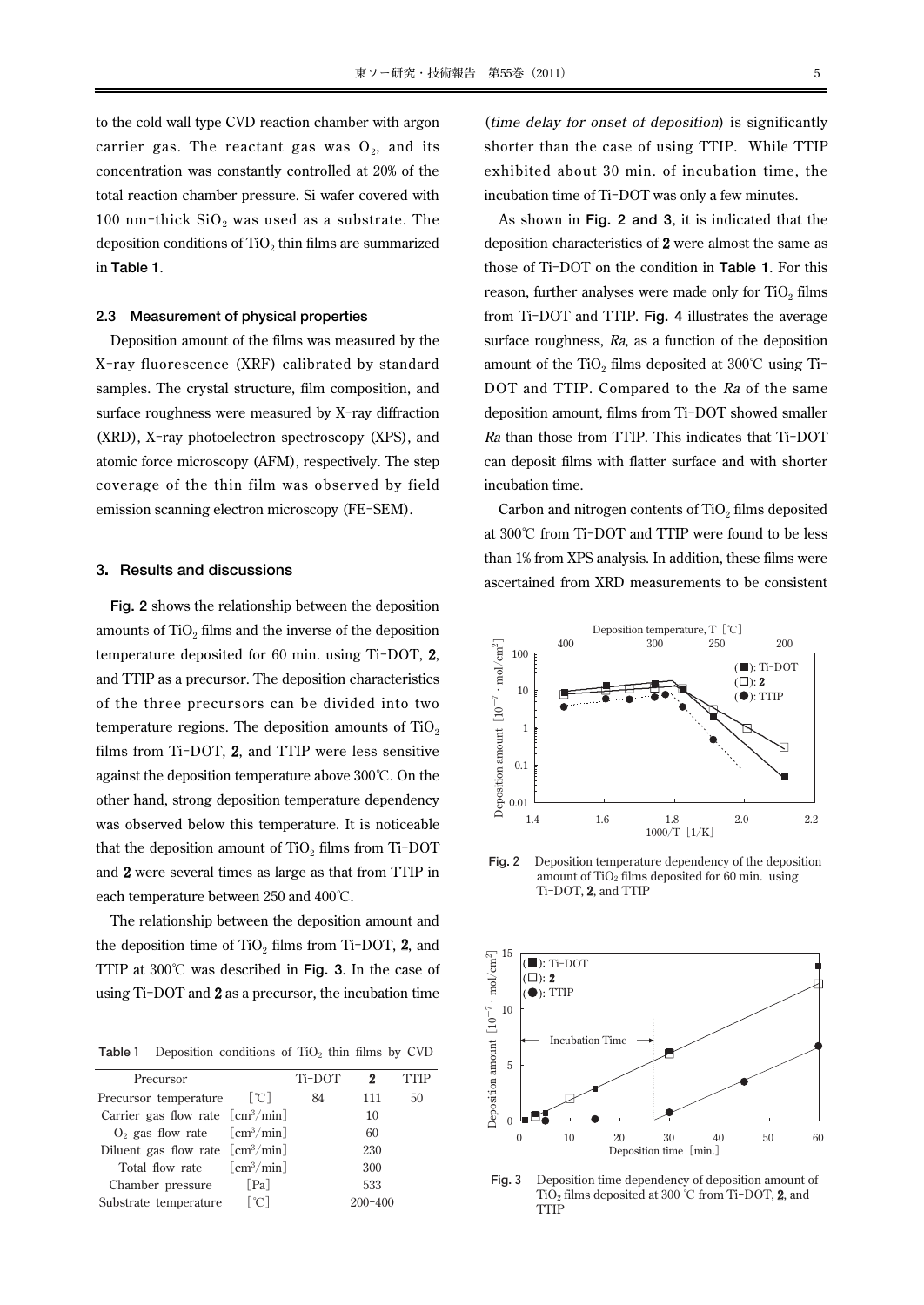to the cold wall type CVD reaction chamber with argon carrier gas. The reactant gas was $O_2$, and its concentration was constantly controlled at 20% of the total reaction chamber pressure. Si wafer covered with 100 nm-thick $SiO_2$ was used as a substrate. The deposition conditions of $TiO_2$ thin films are summarized in **Table 1**.

### 2.3 Measurement of physical properties

Deposition amount of the films was measured by the X-ray fluorescence (XRF) calibrated by standard samples. The crystal structure, film composition, and surface roughness were measured by X-ray diffraction (XRD), X-ray photoelectron spectroscopy (XPS), and atomic force microscopy (AFM), respectively. The step coverage of the thin film was observed by field emission scanning electron microscopy (FE-SEM).

## 3. Results and discussions

**Fig. 2** shows the relationship between the deposition amounts of $TiO_2$ films and the inverse of the deposition temperature deposited for 60 min. using Ti-DOT, **2**, and TTIP as a precursor. The deposition characteristics of the three precursors can be divided into two temperature regions. The deposition amounts of $TiO_2$ films from Ti-DOT, **2**, and TTIP were less sensitive against the deposition temperature above 300℃. On the other hand, strong deposition temperature dependency was observed below this temperature. It is noticeable that the deposition amount of $TiO_2$ films from Ti-DOT and **2** were several times as large as that from TTIP in each temperature between 250 and 400℃.

The relationship between the deposition amount and the deposition time of $TiO_2$ films from Ti-DOT, **2**, and TTIP at 300℃ was described in **Fig. 3**. In the case of using Ti-DOT and **2** as a precursor, the incubation time

**Table 1** Deposition conditions of $TiO_2$ thin films by CVD

| Precursor | | Ti-DOT | **2** | TTIP |
|---|---|---|---|---|
| Precursor temperature | [℃] | 84 | 111 | 50 |
| Carrier gas flow rate | [$cm^3$/min] | | 10 | |
| $O_2$ gas flow rate | [$cm^3$/min] | | 60 | |
| Diluent gas flow rate | [$cm^3$/min] | | 230 | |
| Total flow rate | [$cm^3$/min] | | 300 | |
| Chamber pressure | [Pa] | | 533 | |
| Substrate temperature | [℃] | | 200-400 | |

(*time delay for onset of deposition*) is significantly shorter than the case of using TTIP. While TTIP exhibited about 30 min. of incubation time, the incubation time of Ti-DOT was only a few minutes.

As shown in **Fig. 2 and 3**, it is indicated that the deposition characteristics of **2** were almost the same as those of Ti-DOT on the condition in **Table 1**. For this reason, further analyses were made only for $TiO_2$ films from Ti-DOT and TTIP. **Fig. 4** illustrates the average surface roughness, *Ra*, as a function of the deposition amount of the $TiO_2$ films deposited at 300℃ using Ti-DOT and TTIP. Compared to the *Ra* of the same deposition amount, films from Ti-DOT showed smaller *Ra* than those from TTIP. This indicates that Ti-DOT can deposit films with flatter surface and with shorter incubation time.

Carbon and nitrogen contents of $TiO_2$ films deposited at 300℃ from Ti-DOT and TTIP were found to be less than 1% from XPS analysis. In addition, these films were ascertained from XRD measurements to be consistent

Deposition temperature, T [℃]
400 300 250 200
Deposition amount [$10^{-7}$・mol/$cm^2$]
100 10 1 0.1 0.01
1.4 1.6 1.8 2.0 2.2
1000/T [1/K]
(■): Ti-DOT
(□): **2**
(●): TTIP

**Fig. 2** Deposition temperature dependency of the deposition amount of $TiO_2$ films deposited for 60 min. using Ti-DOT, **2**, and TTIP

Deposition amount [$10^{-7}$・mol/$cm^2$]
15 10 5 0
0 10 20 30 40 50 60
Deposition time [min.]
Incubation Time
(■): Ti-DOT
(□): **2**
(●): TTIP

**Fig. 3** Deposition time dependency of deposition amount of $TiO_2$ films deposited at 300 ℃ from Ti-DOT, **2**, and TTIP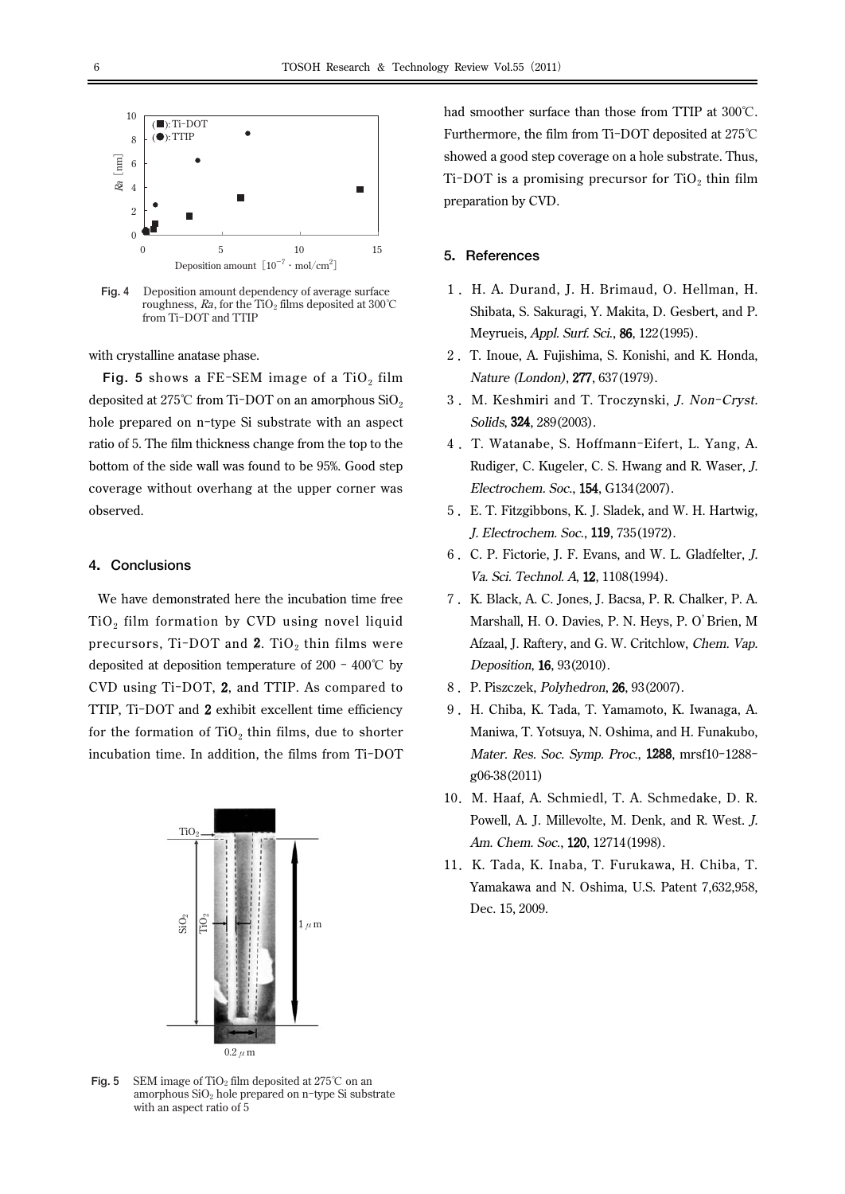10
(■):Ti-DOT
(●):TTIP
8
6
Ra [nm]
4
2
0
0
5
10
15
Deposition amount $[10^{-7} \cdot mol/cm^2]$

**Fig. 4** Deposition amount dependency of average surface roughness, *Ra*, for the $TiO_2$ films deposited at 300℃ from Ti-DOT and TTIP

with crystalline anatase phase.

**Fig. 5** shows a FE-SEM image of a $TiO_2$ film deposited at 275℃ from Ti-DOT on an amorphous $SiO_2$ hole prepared on n-type Si substrate with an aspect ratio of 5. The film thickness change from the top to the bottom of the side wall was found to be 95%. Good step coverage without overhang at the upper corner was observed.

## 4. Conclusions

We have demonstrated here the incubation time free $TiO_2$ film formation by CVD using novel liquid precursors, Ti-DOT and **2**. $TiO_2$ thin films were deposited at deposition temperature of 200 - 400℃ by CVD using Ti-DOT, **2**, and TTIP. As compared to TTIP, Ti-DOT and **2** exhibit excellent time efficiency for the formation of $TiO_2$ thin films, due to shorter incubation time. In addition, the films from Ti-DOT had smoother surface than those from TTIP at 300℃. Furthermore, the film from Ti-DOT deposited at 275℃ showed a good step coverage on a hole substrate. Thus, Ti-DOT is a promising precursor for $TiO_2$ thin film preparation by CVD.

$TiO_2$
$SiO_2$
$TiO_2$
1 μm
0.2 μm

**Fig. 5** SEM image of $TiO_2$ film deposited at 275℃ on an amorphous $SiO_2$ hole prepared on n-type Si substrate with an aspect ratio of 5

## 5. References

1. H. A. Durand, J. H. Brimaud, O. Hellman, H. Shibata, S. Sakuragi, Y. Makita, D. Gesbert, and P. Meyrueis, *Appl. Surf. Sci.*, **86**, 122(1995).
2. T. Inoue, A. Fujishima, S. Konishi, and K. Honda, *Nature (London)*, **277**, 637(1979).
3. M. Keshmiri and T. Troczynski, *J. Non-Cryst. Solids*, **324**, 289(2003).
4. T. Watanabe, S. Hoffmann-Eifert, L. Yang, A. Rudiger, C. Kugeler, C. S. Hwang and R. Waser, *J. Electrochem. Soc.*, **154**, G134(2007).
5. E. T. Fitzgibbons, K. J. Sladek, and W. H. Hartwig, *J. Electrochem. Soc.*, **119**, 735(1972).
6. C. P. Fictorie, J. F. Evans, and W. L. Gladfelter, *J. Va. Sci. Technol. A*, **12**, 1108(1994).
7. K. Black, A. C. Jones, J. Bacsa, P. R. Chalker, P. A. Marshall, H. O. Davies, P. N. Heys, P. O'Brien, M Afzaal, J. Raftery, and G. W. Critchlow, *Chem. Vap. Deposition*, **16**, 93(2010).
8. P. Piszczek, *Polyhedron*, **26**, 93(2007).
9. H. Chiba, K. Tada, T. Yamamoto, K. Iwanaga, A. Maniwa, T. Yotsuya, N. Oshima, and H. Funakubo, *Mater. Res. Soc. Symp. Proc.*, **1288**, mrsf10-1288-g06-38(2011)
10. M. Haaf, A. Schmiedl, T. A. Schmedake, D. R. Powell, A. J. Millevolte, M. Denk, and R. West. *J. Am. Chem. Soc.*, **120**, 12714(1998).
11. K. Tada, K. Inaba, T. Furukawa, H. Chiba, T. Yamakawa and N. Oshima, U.S. Patent 7,632,958, Dec. 15, 2009.